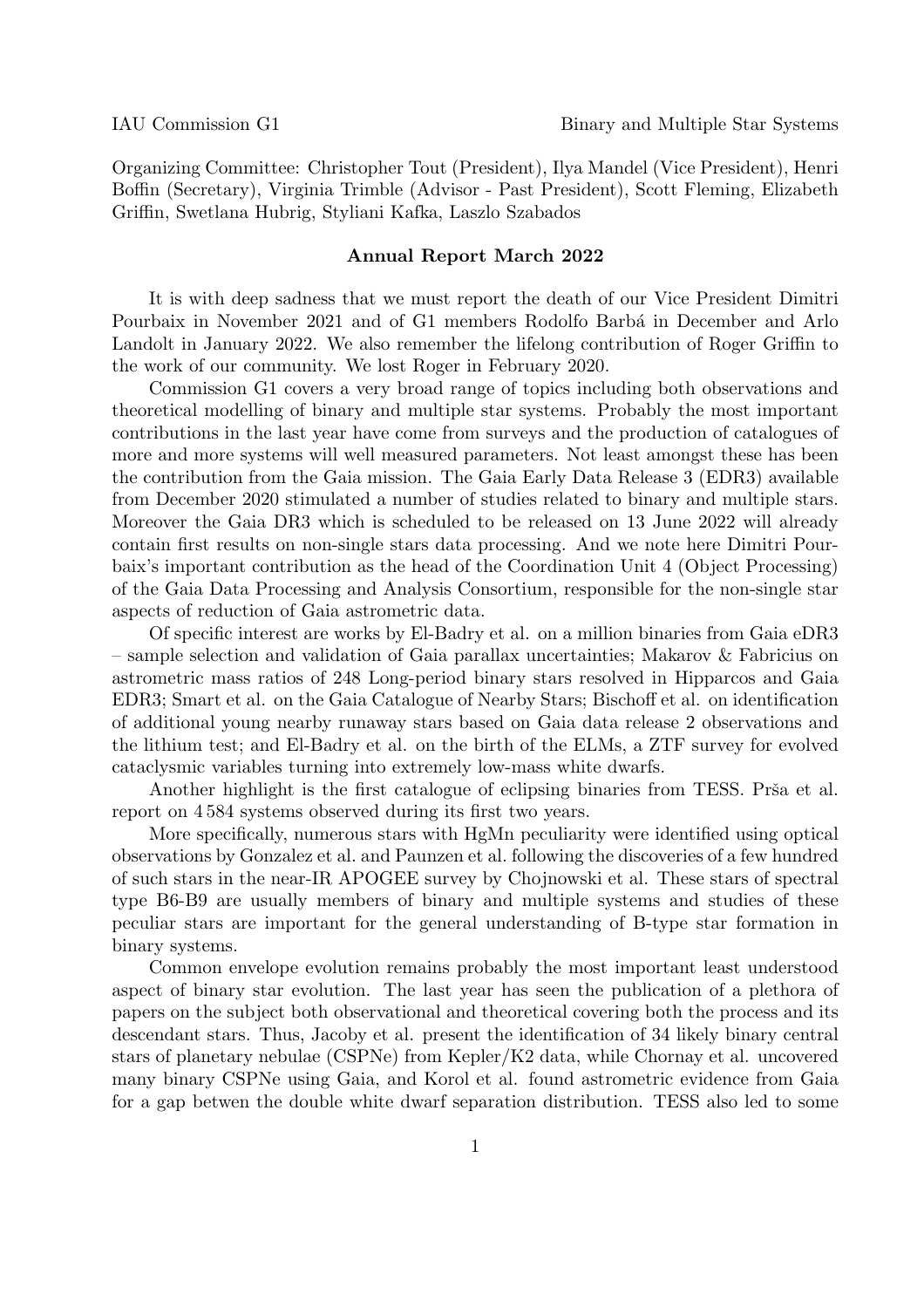IAU Commission G1 Binary and Multiple Star Systems

Organizing Committee: Christopher Tout (President), Ilya Mandel (Vice President), Henri Boffin (Secretary), Virginia Trimble (Advisor - Past President), Scott Fleming, Elizabeth Griffin, Swetlana Hubrig, Styliani Kafka, Laszlo Szabados

## Annual Report March 2022

It is with deep sadness that we must report the death of our Vice President Dimitri Pourbaix in November 2021 and of G1 members Rodolfo Barbá in December and Arlo Landolt in January 2022. We also remember the lifelong contribution of Roger Griffin to the work of our community. We lost Roger in February 2020.

Commission G1 covers a very broad range of topics including both observations and theoretical modelling of binary and multiple star systems. Probably the most important contributions in the last year have come from surveys and the production of catalogues of more and more systems will well measured parameters. Not least amongst these has been the contribution from the Gaia mission. The Gaia Early Data Release 3 (EDR3) available from December 2020 stimulated a number of studies related to binary and multiple stars. Moreover the Gaia DR3 which is scheduled to be released on 13 June 2022 will already contain first results on non-single stars data processing. And we note here Dimitri Pourbaix's important contribution as the head of the Coordination Unit 4 (Object Processing) of the Gaia Data Processing and Analysis Consortium, responsible for the non-single star aspects of reduction of Gaia astrometric data.

Of specific interest are works by El-Badry et al. on a million binaries from Gaia eDR3 – sample selection and validation of Gaia parallax uncertainties; Makarov & Fabricius on astrometric mass ratios of 248 Long-period binary stars resolved in Hipparcos and Gaia EDR3; Smart et al. on the Gaia Catalogue of Nearby Stars; Bischoff et al. on identification of additional young nearby runaway stars based on Gaia data release 2 observations and the lithium test; and El-Badry et al. on the birth of the ELMs, a ZTF survey for evolved cataclysmic variables turning into extremely low-mass white dwarfs.

Another highlight is the first catalogue of eclipsing binaries from TESS. Prša et al. report on 4 584 systems observed during its first two years.

More specifically, numerous stars with HgMn peculiarity were identified using optical observations by Gonzalez et al. and Paunzen et al. following the discoveries of a few hundred of such stars in the near-IR APOGEE survey by Chojnowski et al. These stars of spectral type B6-B9 are usually members of binary and multiple systems and studies of these peculiar stars are important for the general understanding of B-type star formation in binary systems.

Common envelope evolution remains probably the most important least understood aspect of binary star evolution. The last year has seen the publication of a plethora of papers on the subject both observational and theoretical covering both the process and its descendant stars. Thus, Jacoby et al. present the identification of 34 likely binary central stars of planetary nebulae (CSPNe) from Kepler/K2 data, while Chornay et al. uncovered many binary CSPNe using Gaia, and Korol et al. found astrometric evidence from Gaia for a gap betwen the double white dwarf separation distribution. TESS also led to some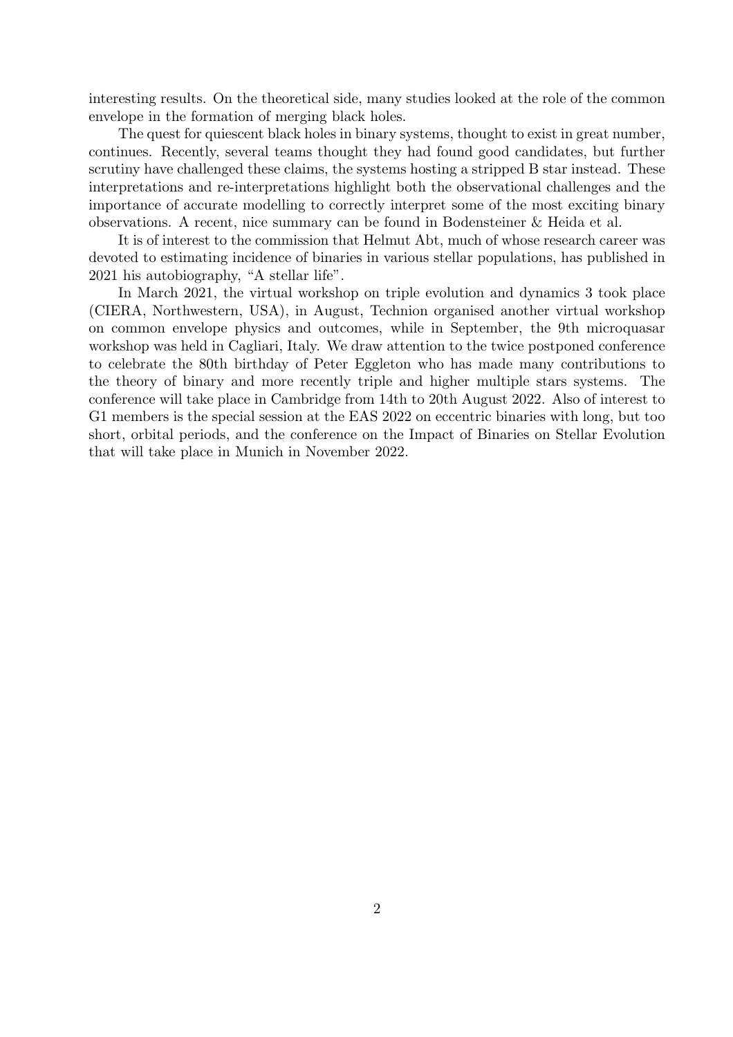interesting results. On the theoretical side, many studies looked at the role of the common envelope in the formation of merging black holes.

The quest for quiescent black holes in binary systems, thought to exist in great number, continues. Recently, several teams thought they had found good candidates, but further scrutiny have challenged these claims, the systems hosting a stripped B star instead. These interpretations and re-interpretations highlight both the observational challenges and the importance of accurate modelling to correctly interpret some of the most exciting binary observations. A recent, nice summary can be found in Bodensteiner & Heida et al.

It is of interest to the commission that Helmut Abt, much of whose research career was devoted to estimating incidence of binaries in various stellar populations, has published in 2021 his autobiography, "A stellar life".

In March 2021, the virtual workshop on triple evolution and dynamics 3 took place (CIERA, Northwestern, USA), in August, Technion organised another virtual workshop on common envelope physics and outcomes, while in September, the 9th microquasar workshop was held in Cagliari, Italy. We draw attention to the twice postponed conference to celebrate the 80th birthday of Peter Eggleton who has made many contributions to the theory of binary and more recently triple and higher multiple stars systems. The conference will take place in Cambridge from 14th to 20th August 2022. Also of interest to G1 members is the special session at the EAS 2022 on eccentric binaries with long, but too short, orbital periods, and the conference on the Impact of Binaries on Stellar Evolution that will take place in Munich in November 2022.